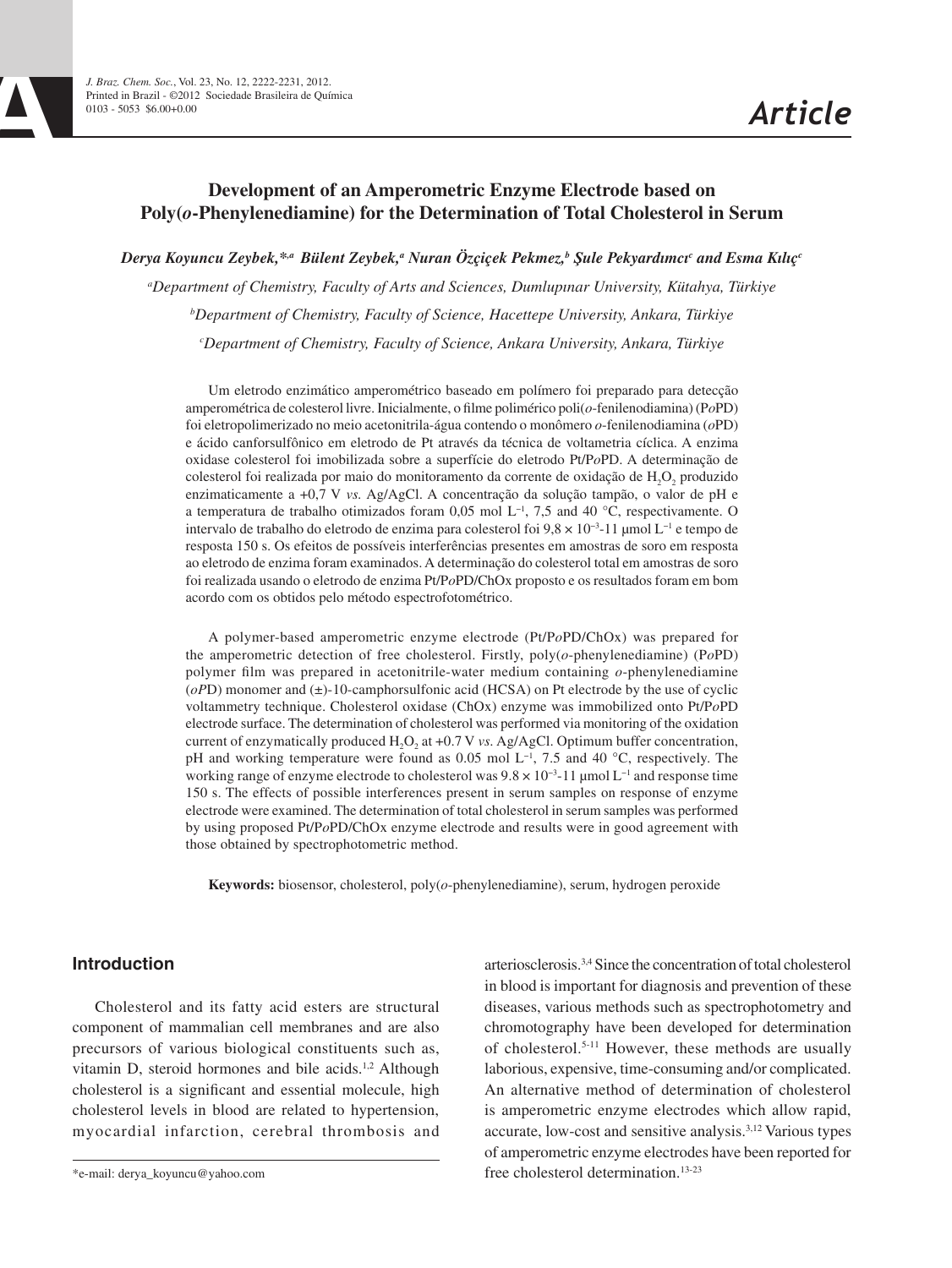# Development of an Amperometric Enzyme Electrode based on Poly(*o*-Phenylenediamine) for the Determination of Total Cholesterol in Serum

*Derya Koyuncu Zeybek,\*[,a] Bülent Zeybek,[a] Nuran Özçiçek Pekmez,[b] Şule Pekyardımcı[c] and Esma Kılıç[c]*

[a]*Department of Chemistry, Faculty of Arts and Sciences, Dumlupınar University, Kütahya, Türkiye*

[b]*Department of Chemistry, Faculty of Science, Hacettepe University, Ankara, Türkiye*

[c]*Department of Chemistry, Faculty of Science, Ankara University, Ankara, Türkiye*

Um eletrodo enzimático amperométrico baseado em polímero foi preparado para detecção amperométrica de colesterol livre. Inicialmente, o filme polimérico poli(*o*-fenilenodiamina) (P*o*PD) foi eletropolimerizado no meio acetonitrila-água contendo o monômero *o*-fenilenodiamina (*o*PD) e ácido canforsulfônico em eletrodo de Pt através da técnica de voltametria cíclica. A enzima oxidase colesterol foi imobilizada sobre a superfície do eletrodo Pt/P*o*PD. A determinação de colesterol foi realizada por maio do monitoramento da corrente de oxidação de $H_2O_2$ produzido enzimaticamente a +0,7 V *vs.* Ag/AgCl. A concentração da solução tampão, o valor de pH e a temperatura de trabalho otimizados foram 0,05 mol L$^{-1}$, 7,5 and 40 °C, respectivamente. O intervalo de trabalho do eletrodo de enzima para colesterol foi $9,8 \times 10^{-3}$-11 µmol L$^{-1}$ e tempo de resposta 150 s. Os efeitos de possíveis interferências presentes em amostras de soro em resposta ao eletrodo de enzima foram examinados. A determinação do colesterol total em amostras de soro foi realizada usando o eletrodo de enzima Pt/P*o*PD/ChOx proposto e os resultados foram em bom acordo com os obtidos pelo método espectrofotométrico.

A polymer-based amperometric enzyme electrode (Pt/P*o*PD/ChOx) was prepared for the amperometric detection of free cholesterol. Firstly, poly(*o*-phenylenediamine) (P*o*PD) polymer film was prepared in acetonitrile-water medium containing *o*-phenylenediamine (*o*PD) monomer and (±)-10-camphorsulfonic acid (HCSA) on Pt electrode by the use of cyclic voltammetry technique. Cholesterol oxidase (ChOx) enzyme was immobilized onto Pt/P*o*PD electrode surface. The determination of cholesterol was performed via monitoring of the oxidation current of enzymatically produced $H_2O_2$ at +0.7 V *vs.* Ag/AgCl. Optimum buffer concentration, pH and working temperature were found as 0.05 mol L$^{-1}$, 7.5 and 40 °C, respectively. The working range of enzyme electrode to cholesterol was $9.8 \times 10^{-3}$-11 µmol L$^{-1}$ and response time 150 s. The effects of possible interferences present in serum samples on response of enzyme electrode were examined. The determination of total cholesterol in serum samples was performed by using proposed Pt/P*o*PD/ChOx enzyme electrode and results were in good agreement with those obtained by spectrophotometric method.

**Keywords:** biosensor, cholesterol, poly(*o*-phenylenediamine), serum, hydrogen peroxide

## Introduction

Cholesterol and its fatty acid esters are structural component of mammalian cell membranes and are also precursors of various biological constituents such as, vitamin D, steroid hormones and bile acids.[1,2] Although cholesterol is a significant and essential molecule, high cholesterol levels in blood are related to hypertension, myocardial infarction, cerebral thrombosis and arteriosclerosis.[3,4] Since the concentration of total cholesterol in blood is important for diagnosis and prevention of these diseases, various methods such as spectrophotometry and chromotography have been developed for determination of cholesterol.[5-11] However, these methods are usually laborious, expensive, time-consuming and/or complicated. An alternative method of determination of cholesterol is amperometric enzyme electrodes which allow rapid, accurate, low-cost and sensitive analysis.[3,12] Various types of amperometric enzyme electrodes have been reported for free cholesterol determination.[13-23]

\*e-mail: derya_koyuncu@yahoo.com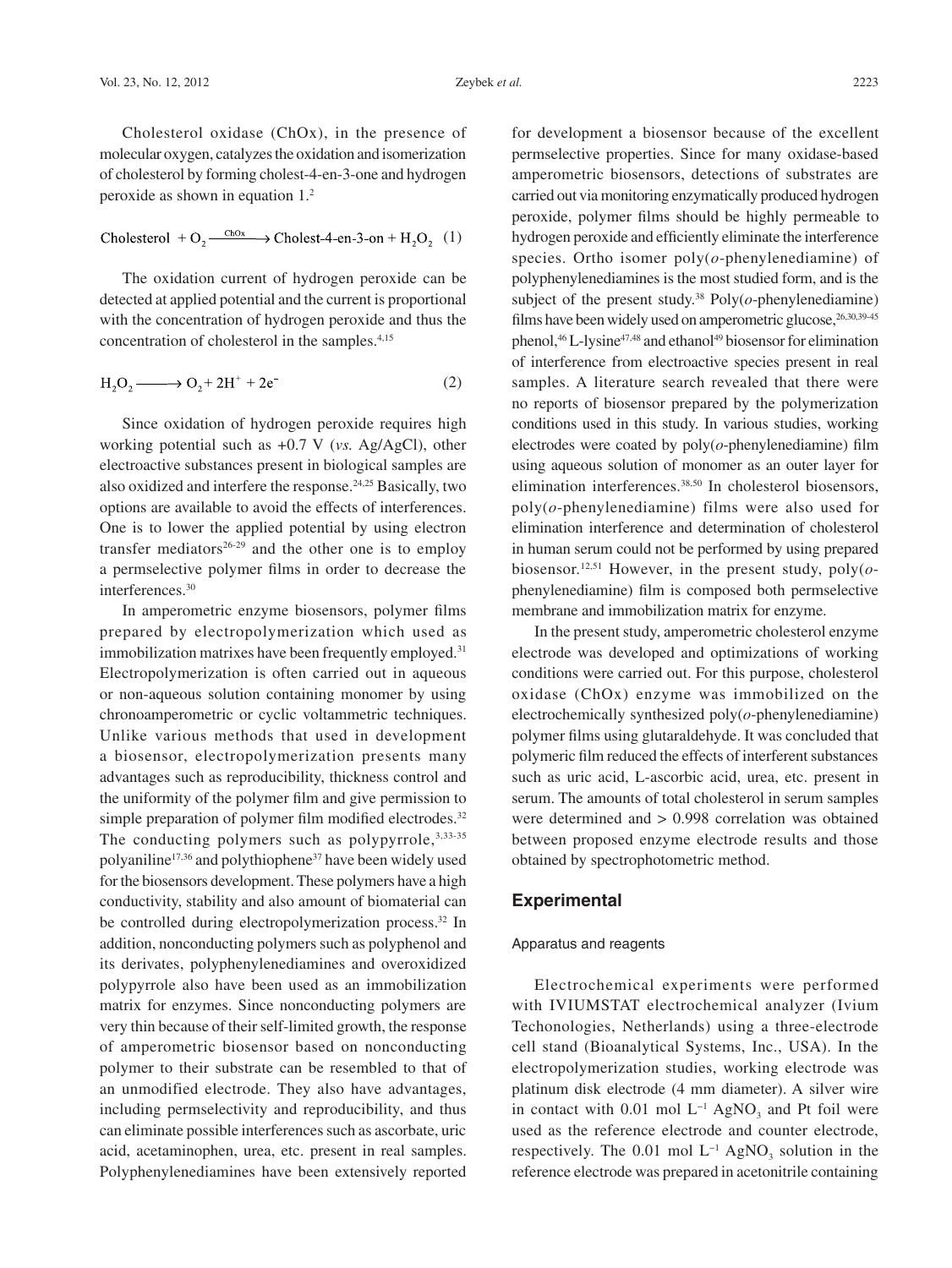Cholesterol oxidase (ChOx), in the presence of molecular oxygen, catalyzes the oxidation and isomerization of cholesterol by forming cholest-4-en-3-one and hydrogen peroxide as shown in equation 1.[2]

$$\text{Cholesterol} + O_2 \xrightarrow{\text{ChOx}} \text{Cholest-4-en-3-on} + H_2O_2 \quad (1)$$

The oxidation current of hydrogen peroxide can be detected at applied potential and the current is proportional with the concentration of hydrogen peroxide and thus the concentration of cholesterol in the samples.[4,15]

$$H_2O_2 \longrightarrow O_2 + 2H^+ + 2e^- \quad (2)$$

Since oxidation of hydrogen peroxide requires high working potential such as +0.7 V (*vs.* Ag/AgCl), other electroactive substances present in biological samples are also oxidized and interfere the response.[24,25] Basically, two options are available to avoid the effects of interferences. One is to lower the applied potential by using electron transfer mediators[26-29] and the other one is to employ a permselective polymer films in order to decrease the interferences.[30]

In amperometric enzyme biosensors, polymer films prepared by electropolymerization which used as immobilization matrixes have been frequently employed.[31] Electropolymerization is often carried out in aqueous or non-aqueous solution containing monomer by using chronoamperometric or cyclic voltammetric techniques. Unlike various methods that used in development a biosensor, electropolymerization presents many advantages such as reproducibility, thickness control and the uniformity of the polymer film and give permission to simple preparation of polymer film modified electrodes.[32] The conducting polymers such as polypyrrole,[3,33-35] polyaniline[17,36] and polythiophene[37] have been widely used for the biosensors development. These polymers have a high conductivity, stability and also amount of biomaterial can be controlled during electropolymerization process.[32] In addition, nonconducting polymers such as polyphenol and its derivates, polyphenylenediamines and overoxidized polypyrrole also have been used as an immobilization matrix for enzymes. Since nonconducting polymers are very thin because of their self-limited growth, the response of amperometric biosensor based on nonconducting polymer to their substrate can be resembled to that of an unmodified electrode. They also have advantages, including permselectivity and reproducibility, and thus can eliminate possible interferences such as ascorbate, uric acid, acetaminophen, urea, etc. present in real samples. Polyphenylenediamines have been extensively reported for development a biosensor because of the excellent permselective properties. Since for many oxidase-based amperometric biosensors, detections of substrates are carried out via monitoring enzymatically produced hydrogen peroxide, polymer films should be highly permeable to hydrogen peroxide and efficiently eliminate the interference species. Ortho isomer poly(*o*-phenylenediamine) of polyphenylenediamines is the most studied form, and is the subject of the present study.[38] Poly(*o*-phenylenediamine) films have been widely used on amperometric glucose,[26,30,39-45] phenol,[46] L-lysine[47,48] and ethanol[49] biosensor for elimination of interference from electroactive species present in real samples. A literature search revealed that there were no reports of biosensor prepared by the polymerization conditions used in this study. In various studies, working electrodes were coated by poly(*o*-phenylenediamine) film using aqueous solution of monomer as an outer layer for elimination interferences.[38,50] In cholesterol biosensors, poly(*o*-phenylenediamine) films were also used for elimination interference and determination of cholesterol in human serum could not be performed by using prepared biosensor.[12,51] However, in the present study, poly(*o*-phenylenediamine) film is composed both permselective membrane and immobilization matrix for enzyme.

In the present study, amperometric cholesterol enzyme electrode was developed and optimizations of working conditions were carried out. For this purpose, cholesterol oxidase (ChOx) enzyme was immobilized on the electrochemically synthesized poly(*o*-phenylenediamine) polymer films using glutaraldehyde. It was concluded that polymeric film reduced the effects of interferent substances such as uric acid, L-ascorbic acid, urea, etc. present in serum. The amounts of total cholesterol in serum samples were determined and > 0.998 correlation was obtained between proposed enzyme electrode results and those obtained by spectrophotometric method.

## Experimental

### Apparatus and reagents

Electrochemical experiments were performed with IVIUMSTAT electrochemical analyzer (Ivium Techonologies, Netherlands) using a three-electrode cell stand (Bioanalytical Systems, Inc., USA). In the electropolymerization studies, working electrode was platinum disk electrode (4 mm diameter). A silver wire in contact with 0.01 mol $L^{-1}$ $AgNO_3$ and Pt foil were used as the reference electrode and counter electrode, respectively. The 0.01 mol $L^{-1}$ $AgNO_3$ solution in the reference electrode was prepared in acetonitrile containing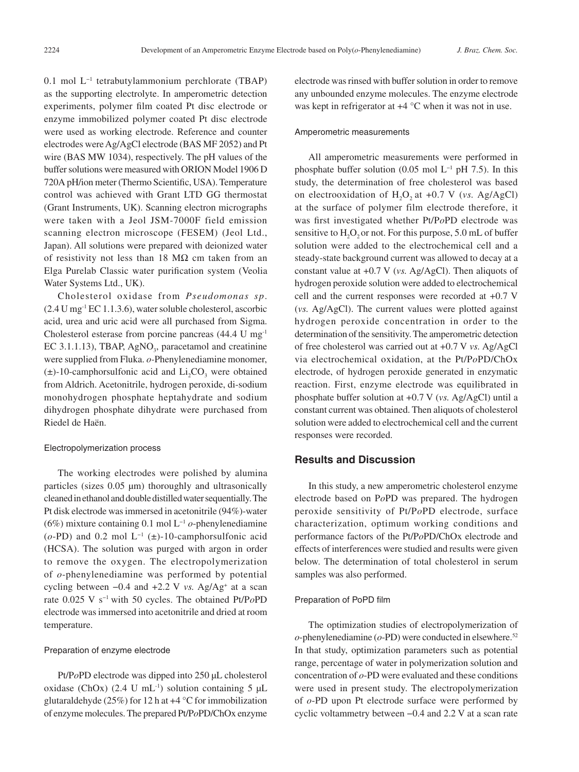0.1 mol $L^{-1}$ tetrabutylammonium perchlorate (TBAP) as the supporting electrolyte. In amperometric detection experiments, polymer film coated Pt disc electrode or enzyme immobilized polymer coated Pt disc electrode were used as working electrode. Reference and counter electrodes were Ag/AgCl electrode (BAS MF 2052) and Pt wire (BAS MW 1034), respectively. The pH values of the buffer solutions were measured with ORION Model 1906 D 720A pH/ion meter (Thermo Scientific, USA). Temperature control was achieved with Grant LTD GG thermostat (Grant Instruments, UK). Scanning electron micrographs were taken with a Jeol JSM-7000F field emission scanning electron microscope (FESEM) (Jeol Ltd., Japan). All solutions were prepared with deionized water of resistivity not less than 18 MΩ cm taken from an Elga Purelab Classic water purification system (Veolia Water Systems Ltd., UK).

Cholesterol oxidase from *Pseudomonas sp*. (2.4 U $mg^{-1}$ EC 1.1.3.6), water soluble cholesterol, ascorbic acid, urea and uric acid were all purchased from Sigma. Cholesterol esterase from porcine pancreas (44.4 U $mg^{-1}$ EC 3.1.1.13), TBAP, $AgNO_3$, paracetamol and creatinine were supplied from Fluka. *o*-Phenylenediamine monomer, (±)-10-camphorsulfonic acid and $Li_2CO_3$ were obtained from Aldrich. Acetonitrile, hydrogen peroxide, di-sodium monohydrogen phosphate heptahydrate and sodium dihydrogen phosphate dihydrate were purchased from Riedel de Haën.

### Electropolymerization process

The working electrodes were polished by alumina particles (sizes 0.05 µm) thoroughly and ultrasonically cleaned in ethanol and double distilled water sequentially. The Pt disk electrode was immersed in acetonitrile (94%)-water (6%) mixture containing 0.1 mol $L^{-1}$ *o*-phenylenediamine (*o*-PD) and 0.2 mol $L^{-1}$ (±)-10-camphorsulfonic acid (HCSA). The solution was purged with argon in order to remove the oxygen. The electropolymerization of *o*-phenylenediamine was performed by potential cycling between −0.4 and +2.2 V *vs.* $Ag/Ag^+$ at a scan rate 0.025 V $s^{-1}$ with 50 cycles. The obtained Pt/P*o*PD electrode was immersed into acetonitrile and dried at room temperature.

### Preparation of enzyme electrode

Pt/P*o*PD electrode was dipped into 250 µL cholesterol oxidase (ChOx) (2.4 U $mL^{-1}$) solution containing 5 µL glutaraldehyde (25%) for 12 h at +4 °C for immobilization of enzyme molecules. The prepared Pt/P*o*PD/ChOx enzyme electrode was rinsed with buffer solution in order to remove any unbounded enzyme molecules. The enzyme electrode was kept in refrigerator at +4 °C when it was not in use.

### Amperometric measurements

All amperometric measurements were performed in phosphate buffer solution (0.05 mol $L^{-1}$ pH 7.5). In this study, the determination of free cholesterol was based on electrooxidation of $H_2O_2$ at +0.7 V (*vs.* Ag/AgCl) at the surface of polymer film electrode therefore, it was first investigated whether Pt/P*o*PD electrode was sensitive to $H_2O_2$ or not. For this purpose, 5.0 mL of buffer solution were added to the electrochemical cell and a steady-state background current was allowed to decay at a constant value at +0.7 V (*vs.* Ag/AgCl). Then aliquots of hydrogen peroxide solution were added to electrochemical cell and the current responses were recorded at +0.7 V (*vs.* Ag/AgCl). The current values were plotted against hydrogen peroxide concentration in order to the determination of the sensitivity. The amperometric detection of free cholesterol was carried out at +0.7 V *vs.* Ag/AgCl via electrochemical oxidation, at the Pt/P*o*PD/ChOx electrode, of hydrogen peroxide generated in enzymatic reaction. First, enzyme electrode was equilibrated in phosphate buffer solution at +0.7 V (*vs.* Ag/AgCl) until a constant current was obtained. Then aliquots of cholesterol solution were added to electrochemical cell and the current responses were recorded.

## Results and Discussion

In this study, a new amperometric cholesterol enzyme electrode based on P*o*PD was prepared. The hydrogen peroxide sensitivity of Pt/P*o*PD electrode, surface characterization, optimum working conditions and performance factors of the Pt/P*o*PD/ChOx electrode and effects of interferences were studied and results were given below. The determination of total cholesterol in serum samples was also performed.

### Preparation of PoPD film

The optimization studies of electropolymerization of *o*-phenylenediamine (*o*-PD) were conducted in elsewhere.[52] In that study, optimization parameters such as potential range, percentage of water in polymerization solution and concentration of *o*-PD were evaluated and these conditions were used in present study. The electropolymerization of *o*-PD upon Pt electrode surface were performed by cyclic voltammetry between −0.4 and 2.2 V at a scan rate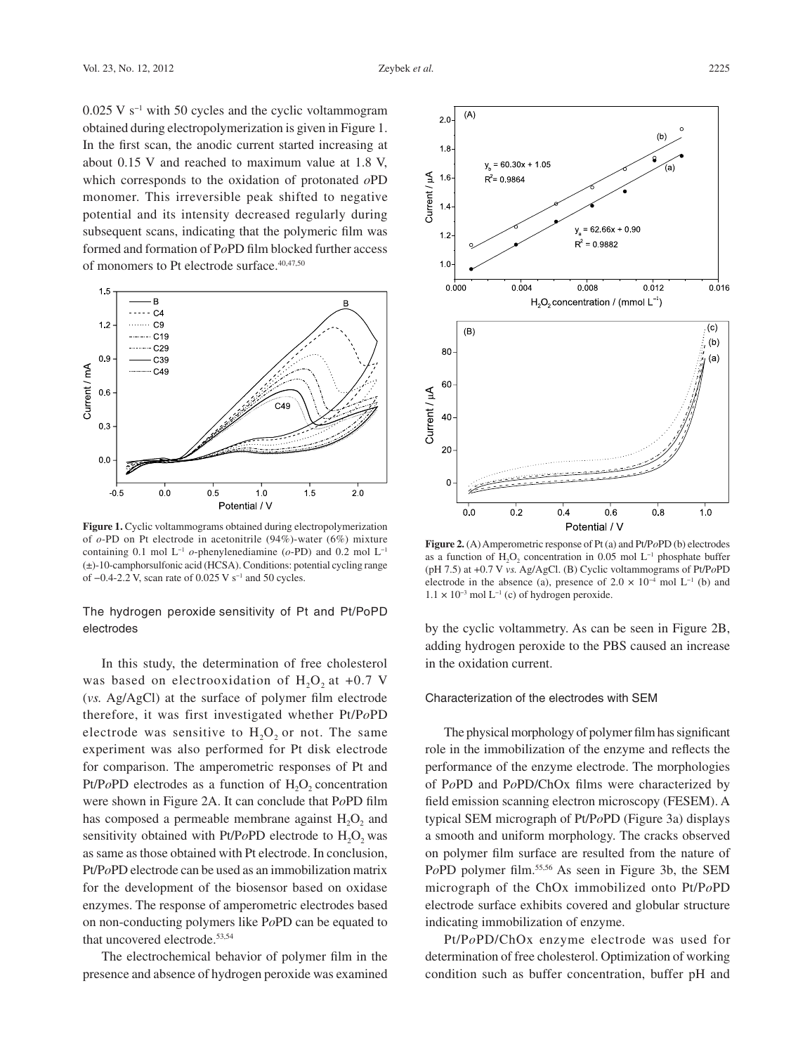$0.025\ V\ s^{-1}$ with 50 cycles and the cyclic voltammogram obtained during electropolymerization is given in Figure 1. In the first scan, the anodic current started increasing at about 0.15 V and reached to maximum value at 1.8 V, which corresponds to the oxidation of protonated *o*PD monomer. This irreversible peak shifted to negative potential and its intensity decreased regularly during subsequent scans, indicating that the polymeric film was formed and formation of P*o*PD film blocked further access of monomers to Pt electrode surface.[40,47,50]

**Figure 1.** Cyclic voltammograms obtained during electropolymerization of *o*-PD on Pt electrode in acetonitrile (94%)-water (6%) mixture containing $0.1\ mol\ L^{-1}$ *o*-phenylenediamine (*o*-PD) and $0.2\ mol\ L^{-1}$ (±)-10-camphorsulfonic acid (HCSA). Conditions: potential cycling range of −0.4-2.2 V, scan rate of $0.025\ V\ s^{-1}$ and 50 cycles.

### The hydrogen peroxide sensitivity of Pt and Pt/PoPD electrodes

In this study, the determination of free cholesterol was based on electrooxidation of $H_2O_2$ at +0.7 V (*vs.* Ag/AgCl) at the surface of polymer film electrode therefore, it was first investigated whether Pt/P*o*PD electrode was sensitive to $H_2O_2$ or not. The same experiment was also performed for Pt disk electrode for comparison. The amperometric responses of Pt and Pt/P*o*PD electrodes as a function of $H_2O_2$ concentration were shown in Figure 2A. It can conclude that P*o*PD film has composed a permeable membrane against $H_2O_2$ and sensitivity obtained with Pt/P*o*PD electrode to $H_2O_2$ was as same as those obtained with Pt electrode. In conclusion, Pt/P*o*PD electrode can be used as an immobilization matrix for the development of the biosensor based on oxidase enzymes. The response of amperometric electrodes based on non-conducting polymers like P*o*PD can be equated to that uncovered electrode.[53,54]

The electrochemical behavior of polymer film in the presence and absence of hydrogen peroxide was examined by the cyclic voltammetry. As can be seen in Figure 2B, adding hydrogen peroxide to the PBS caused an increase in the oxidation current.

**Figure 2.** (A) Amperometric response of Pt (a) and Pt/P*o*PD (b) electrodes as a function of $H_2O_2$ concentration in $0.05\ mol\ L^{-1}$ phosphate buffer (pH 7.5) at +0.7 V *vs.* Ag/AgCl. (B) Cyclic voltammograms of Pt/P*o*PD electrode in the absence (a), presence of $2.0 \times 10^{-4}\ mol\ L^{-1}$ (b) and $1.1 \times 10^{-3}\ mol\ L^{-1}$ (c) of hydrogen peroxide.

### Characterization of the electrodes with SEM

The physical morphology of polymer film has significant role in the immobilization of the enzyme and reflects the performance of the enzyme electrode. The morphologies of P*o*PD and P*o*PD/ChOx films were characterized by field emission scanning electron microscopy (FESEM). A typical SEM micrograph of Pt/P*o*PD (Figure 3a) displays a smooth and uniform morphology. The cracks observed on polymer film surface are resulted from the nature of P*o*PD polymer film.[55,56] As seen in Figure 3b, the SEM micrograph of the ChOx immobilized onto Pt/P*o*PD electrode surface exhibits covered and globular structure indicating immobilization of enzyme.

Pt/P*o*PD/ChOx enzyme electrode was used for determination of free cholesterol. Optimization of working condition such as buffer concentration, buffer pH and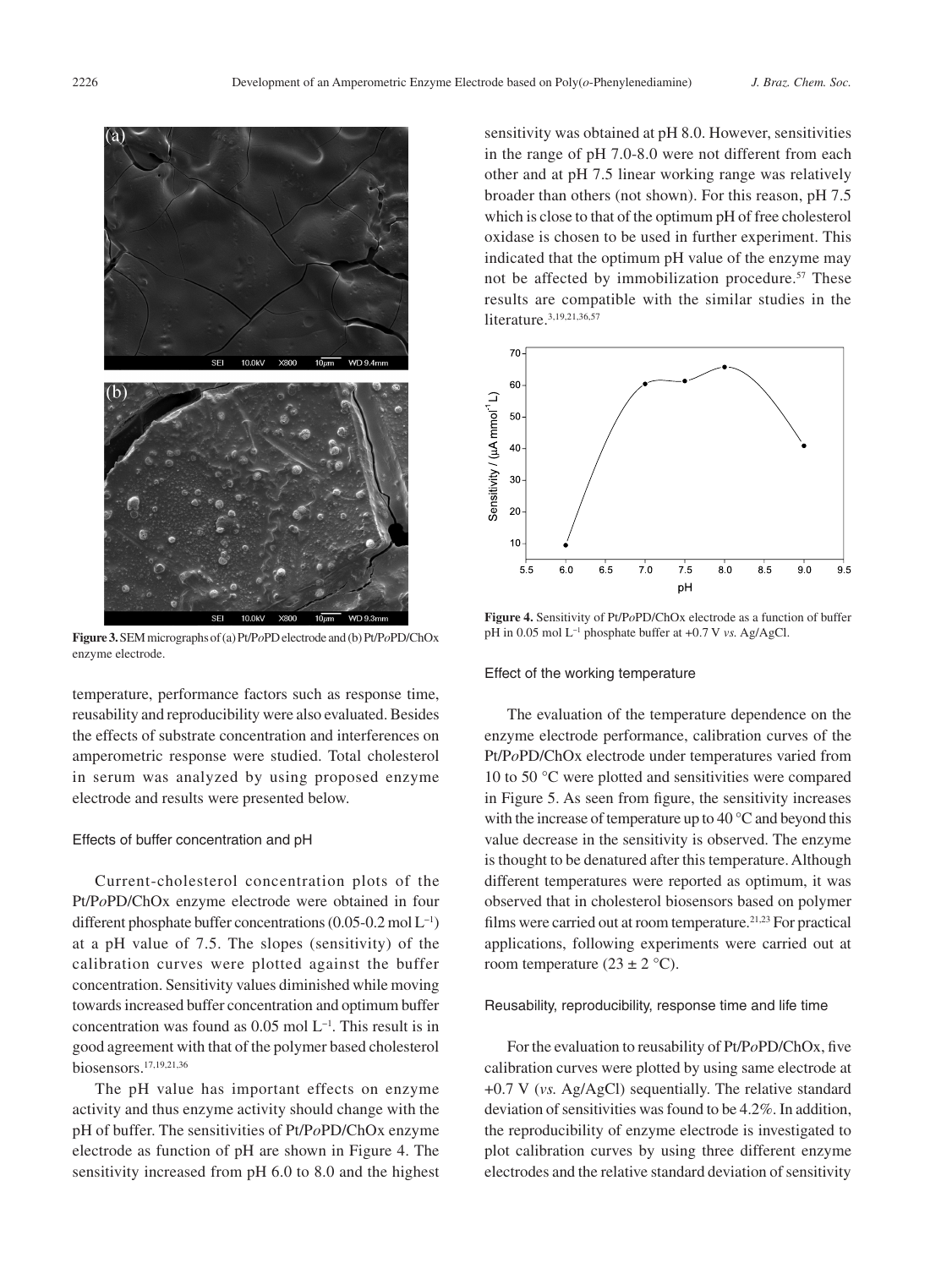**Figure 3.** SEM micrographs of (a) Pt/P*o*PD electrode and (b) Pt/P*o*PD/ChOx enzyme electrode.

temperature, performance factors such as response time, reusability and reproducibility were also evaluated. Besides the effects of substrate concentration and interferences on amperometric response were studied. Total cholesterol in serum was analyzed by using proposed enzyme electrode and results were presented below.

### Effects of buffer concentration and pH

Current-cholesterol concentration plots of the Pt/P*o*PD/ChOx enzyme electrode were obtained in four different phosphate buffer concentrations (0.05-0.2 mol $L^{-1}$) at a pH value of 7.5. The slopes (sensitivity) of the calibration curves were plotted against the buffer concentration. Sensitivity values diminished while moving towards increased buffer concentration and optimum buffer concentration was found as 0.05 mol $L^{-1}$. This result is in good agreement with that of the polymer based cholesterol biosensors.[17,19,21,36]

The pH value has important effects on enzyme activity and thus enzyme activity should change with the pH of buffer. The sensitivities of Pt/P*o*PD/ChOx enzyme electrode as function of pH are shown in Figure 4. The sensitivity increased from pH 6.0 to 8.0 and the highest sensitivity was obtained at pH 8.0. However, sensitivities in the range of pH 7.0-8.0 were not different from each other and at pH 7.5 linear working range was relatively broader than others (not shown). For this reason, pH 7.5 which is close to that of the optimum pH of free cholesterol oxidase is chosen to be used in further experiment. This indicated that the optimum pH value of the enzyme may not be affected by immobilization procedure.[57] These results are compatible with the similar studies in the literature.[3,19,21,36,57]

**Figure 4.** Sensitivity of Pt/P*o*PD/ChOx electrode as a function of buffer pH in 0.05 mol $L^{-1}$ phosphate buffer at +0.7 V *vs.* Ag/AgCl.

### Effect of the working temperature

The evaluation of the temperature dependence on the enzyme electrode performance, calibration curves of the Pt/P*o*PD/ChOx electrode under temperatures varied from 10 to 50 °C were plotted and sensitivities were compared in Figure 5. As seen from figure, the sensitivity increases with the increase of temperature up to 40 °C and beyond this value decrease in the sensitivity is observed. The enzyme is thought to be denatured after this temperature. Although different temperatures were reported as optimum, it was observed that in cholesterol biosensors based on polymer films were carried out at room temperature.[21,23] For practical applications, following experiments were carried out at room temperature (23 ± 2 °C).

### Reusability, reproducibility, response time and life time

For the evaluation to reusability of Pt/P*o*PD/ChOx, five calibration curves were plotted by using same electrode at +0.7 V (*vs.* Ag/AgCl) sequentially. The relative standard deviation of sensitivities was found to be 4.2%. In addition, the reproducibility of enzyme electrode is investigated to plot calibration curves by using three different enzyme electrodes and the relative standard deviation of sensitivity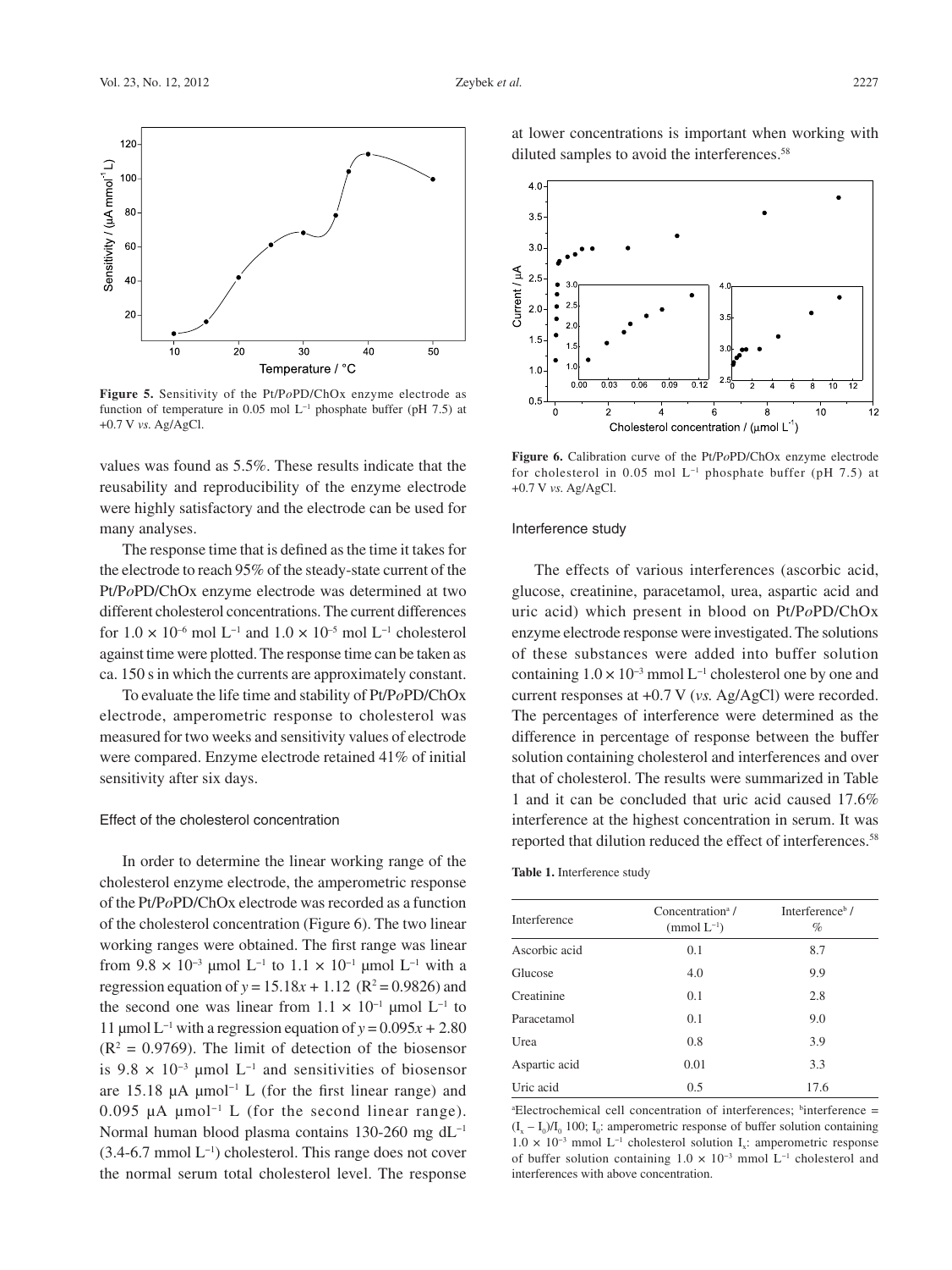Figure 5. Sensitivity of the Pt/P*o*PD/ChOx enzyme electrode as function of temperature in 0.05 mol $L^{-1}$ phosphate buffer (pH 7.5) at +0.7 V *vs.* Ag/AgCl.

values was found as 5.5%. These results indicate that the reusability and reproducibility of the enzyme electrode were highly satisfactory and the electrode can be used for many analyses.

The response time that is defined as the time it takes for the electrode to reach 95% of the steady-state current of the Pt/P*o*PD/ChOx enzyme electrode was determined at two different cholesterol concentrations. The current differences for $1.0 \times 10^{-6}$ mol $L^{-1}$ and $1.0 \times 10^{-5}$ mol $L^{-1}$ cholesterol against time were plotted. The response time can be taken as ca. 150 s in which the currents are approximately constant.

To evaluate the life time and stability of Pt/P*o*PD/ChOx electrode, amperometric response to cholesterol was measured for two weeks and sensitivity values of electrode were compared. Enzyme electrode retained 41% of initial sensitivity after six days.

### Effect of the cholesterol concentration

In order to determine the linear working range of the cholesterol enzyme electrode, the amperometric response of the Pt/P*o*PD/ChOx electrode was recorded as a function of the cholesterol concentration (Figure 6). The two linear working ranges were obtained. The first range was linear from $9.8 \times 10^{-3}$ µmol $L^{-1}$ to $1.1 \times 10^{-1}$ µmol $L^{-1}$ with a regression equation of $y = 15.18x + 1.12$ ($R^2 = 0.9826$) and the second one was linear from $1.1 \times 10^{-1}$ µmol $L^{-1}$ to 11 µmol $L^{-1}$ with a regression equation of $y = 0.095x + 2.80$ ($R^2 = 0.9769$). The limit of detection of the biosensor is $9.8 \times 10^{-3}$ µmol $L^{-1}$ and sensitivities of biosensor are 15.18 µA µmol$^{-1}$ L (for the first linear range) and 0.095 µA µmol$^{-1}$ L (for the second linear range). Normal human blood plasma contains 130-260 mg d$L^{-1}$ (3.4-6.7 mmol $L^{-1}$) cholesterol. This range does not cover the normal serum total cholesterol level. The response at lower concentrations is important when working with diluted samples to avoid the interferences.[58]

Figure 6. Calibration curve of the Pt/P*o*PD/ChOx enzyme electrode for cholesterol in 0.05 mol $L^{-1}$ phosphate buffer (pH 7.5) at +0.7 V *vs.* Ag/AgCl.

### Interference study

The effects of various interferences (ascorbic acid, glucose, creatinine, paracetamol, urea, aspartic acid and uric acid) which present in blood on Pt/P*o*PD/ChOx enzyme electrode response were investigated. The solutions of these substances were added into buffer solution containing $1.0 \times 10^{-3}$ mmol $L^{-1}$ cholesterol one by one and current responses at +0.7 V (*vs.* Ag/AgCl) were recorded. The percentages of interference were determined as the difference in percentage of response between the buffer solution containing cholesterol and interferences and over that of cholesterol. The results were summarized in Table 1 and it can be concluded that uric acid caused 17.6% interference at the highest concentration in serum. It was reported that dilution reduced the effect of interferences.[58]

**Table 1.** Interference study

| Interference | Concentration[a] / (mmol $L^{-1}$) | Interference[b] / % |
|---|---|---|
| Ascorbic acid | 0.1 | 8.7 |
| Glucose | 4.0 | 9.9 |
| Creatinine | 0.1 | 2.8 |
| Paracetamol | 0.1 | 9.0 |
| Urea | 0.8 | 3.9 |
| Aspartic acid | 0.01 | 3.3 |
| Uric acid | 0.5 | 17.6 |

[a]Electrochemical cell concentration of interferences; [b]interference = $(I_x - I_0)/I_0$ 100; $I_0$: amperometric response of buffer solution containing $1.0 \times 10^{-3}$ mmol $L^{-1}$ cholesterol solution $I_x$: amperometric response of buffer solution containing $1.0 \times 10^{-3}$ mmol $L^{-1}$ cholesterol and interferences with above concentration.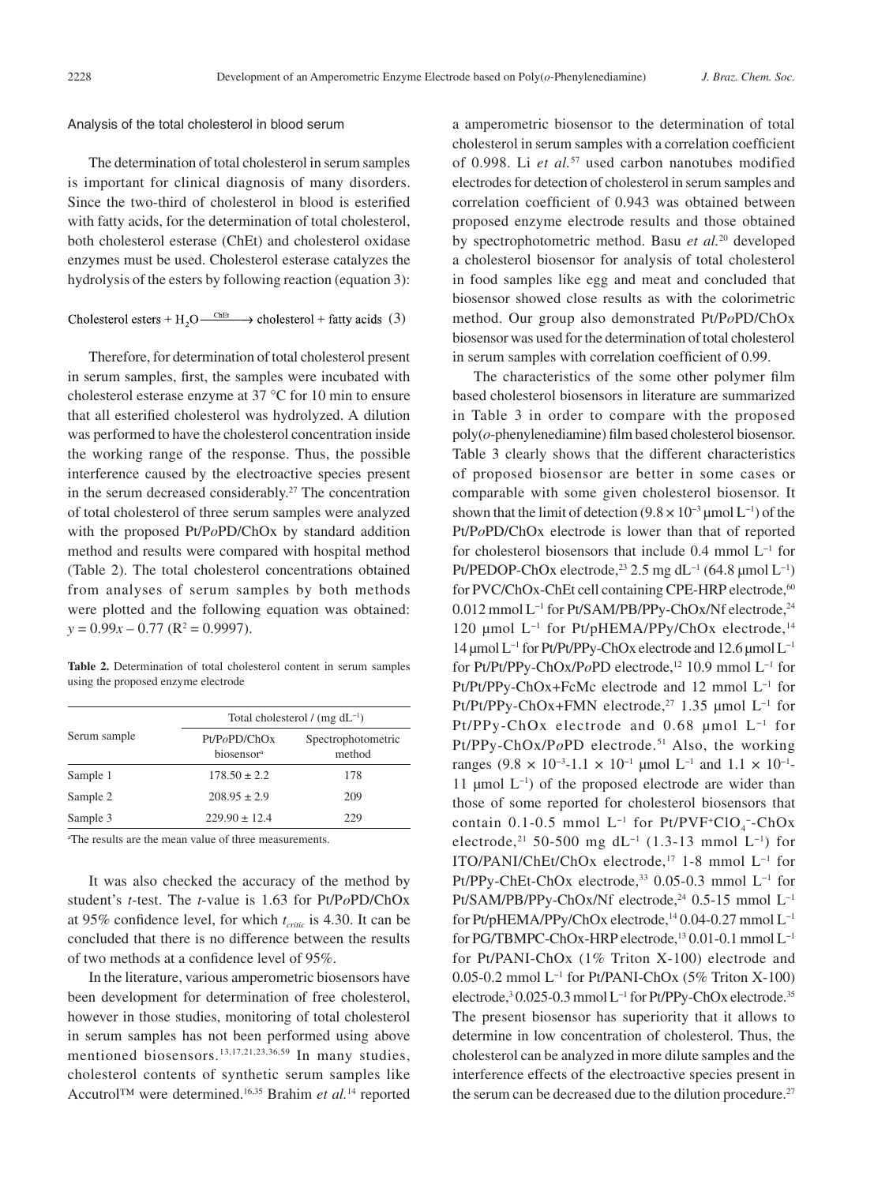### Analysis of the total cholesterol in blood serum

The determination of total cholesterol in serum samples is important for clinical diagnosis of many disorders. Since the two-third of cholesterol in blood is esterified with fatty acids, for the determination of total cholesterol, both cholesterol esterase (ChEt) and cholesterol oxidase enzymes must be used. Cholesterol esterase catalyzes the hydrolysis of the esters by following reaction (equation 3):

$$\text{Cholesterol esters} + H_2O \xrightarrow{\text{ChEt}} \text{cholesterol} + \text{fatty acids} \quad (3)$$

Therefore, for determination of total cholesterol present in serum samples, first, the samples were incubated with cholesterol esterase enzyme at 37 °C for 10 min to ensure that all esterified cholesterol was hydrolyzed. A dilution was performed to have the cholesterol concentration inside the working range of the response. Thus, the possible interference caused by the electroactive species present in the serum decreased considerably.[27] The concentration of total cholesterol of three serum samples were analyzed with the proposed Pt/P*o*PD/ChOx by standard addition method and results were compared with hospital method (Table 2). The total cholesterol concentrations obtained from analyses of serum samples by both methods were plotted and the following equation was obtained: $y = 0.99x - 0.77$ ($R^2 = 0.9997$).

**Table 2.** Determination of total cholesterol content in serum samples using the proposed enzyme electrode

| Serum sample | Total cholesterol / (mg dL$^{-1}$) | |
|---|---|---|
| | Pt/P*o*PD/ChOx biosensor[a] | Spectrophotometric method |
| Sample 1 | 178.50 ± 2.2 | 178 |
| Sample 2 | 208.95 ± 2.9 | 209 |
| Sample 3 | 229.90 ± 12.4 | 229 |

[a]The results are the mean value of three measurements.

It was also checked the accuracy of the method by student's *t*-test. The *t*-value is 1.63 for Pt/P*o*PD/ChOx at 95% confidence level, for which $t_{critic}$ is 4.30. It can be concluded that there is no difference between the results of two methods at a confidence level of 95%.

In the literature, various amperometric biosensors have been development for determination of free cholesterol, however in those studies, monitoring of total cholesterol in serum samples has not been performed using above mentioned biosensors.[13,17,21,23,36,59] In many studies, cholesterol contents of synthetic serum samples like Accutrol™ were determined.[16,35] Brahim *et al.*[14] reported a amperometric biosensor to the determination of total cholesterol in serum samples with a correlation coefficient of 0.998. Li *et al.*[57] used carbon nanotubes modified electrodes for detection of cholesterol in serum samples and correlation coefficient of 0.943 was obtained between proposed enzyme electrode results and those obtained by spectrophotometric method. Basu *et al.*[20] developed a cholesterol biosensor for analysis of total cholesterol in food samples like egg and meat and concluded that biosensor showed close results as with the colorimetric method. Our group also demonstrated Pt/P*o*PD/ChOx biosensor was used for the determination of total cholesterol in serum samples with correlation coefficient of 0.99.

The characteristics of the some other polymer film based cholesterol biosensors in literature are summarized in Table 3 in order to compare with the proposed poly(*o*-phenylenediamine) film based cholesterol biosensor. Table 3 clearly shows that the different characteristics of proposed biosensor are better in some cases or comparable with some given cholesterol biosensor. It shown that the limit of detection ($9.8 \times 10^{-3}$ µmol L$^{-1}$) of the Pt/P*o*PD/ChOx electrode is lower than that of reported for cholesterol biosensors that include 0.4 mmol L$^{-1}$ for Pt/PEDOP-ChOx electrode,[23] 2.5 mg dL$^{-1}$ (64.8 µmol L$^{-1}$) for PVC/ChOx-ChEt cell containing CPE-HRP electrode,[60] 0.012 mmol L$^{-1}$ for Pt/SAM/PB/PPy-ChOx/Nf electrode,[24] 120 µmol L$^{-1}$ for Pt/pHEMA/PPy/ChOx electrode,[14] 14 µmol L$^{-1}$ for Pt/Pt/PPy-ChOx electrode and 12.6 µmol L$^{-1}$ for Pt/Pt/PPy-ChOx/P*o*PD electrode,[12] 10.9 mmol L$^{-1}$ for Pt/Pt/PPy-ChOx+FcMc electrode and 12 mmol L$^{-1}$ for Pt/Pt/PPy-ChOx+FMN electrode,[27] 1.35 µmol L$^{-1}$ for Pt/PPy-ChOx electrode and 0.68 µmol L$^{-1}$ for Pt/PPy-ChOx/P*o*PD electrode.[51] Also, the working ranges ($9.8 \times 10^{-3}$-$1.1 \times 10^{-1}$ µmol L$^{-1}$ and $1.1 \times 10^{-1}$-11 µmol L$^{-1}$) of the proposed electrode are wider than those of some reported for cholesterol biosensors that contain 0.1-0.5 mmol L$^{-1}$ for Pt/PVF$^+ClO_4^-$-ChOx electrode,[21] 50-500 mg dL$^{-1}$ (1.3-13 mmol L$^{-1}$) for ITO/PANI/ChEt/ChOx electrode,[17] 1-8 mmol L$^{-1}$ for Pt/PPy-ChEt-ChOx electrode,[33] 0.05-0.3 mmol L$^{-1}$ for Pt/SAM/PB/PPy-ChOx/Nf electrode,[24] 0.5-15 mmol L$^{-1}$ for Pt/pHEMA/PPy/ChOx electrode,[14] 0.04-0.27 mmol L$^{-1}$ for PG/TBMPC-ChOx-HRP electrode,[13] 0.01-0.1 mmol L$^{-1}$ for Pt/PANI-ChOx (1% Triton X-100) electrode and 0.05-0.2 mmol L$^{-1}$ for Pt/PANI-ChOx (5% Triton X-100) electrode,[3] 0.025-0.3 mmol L$^{-1}$ for Pt/PPy-ChOx electrode.[35] The present biosensor has superiority that it allows to determine in low concentration of cholesterol. Thus, the cholesterol can be analyzed in more dilute samples and the interference effects of the electroactive species present in the serum can be decreased due to the dilution procedure.[27]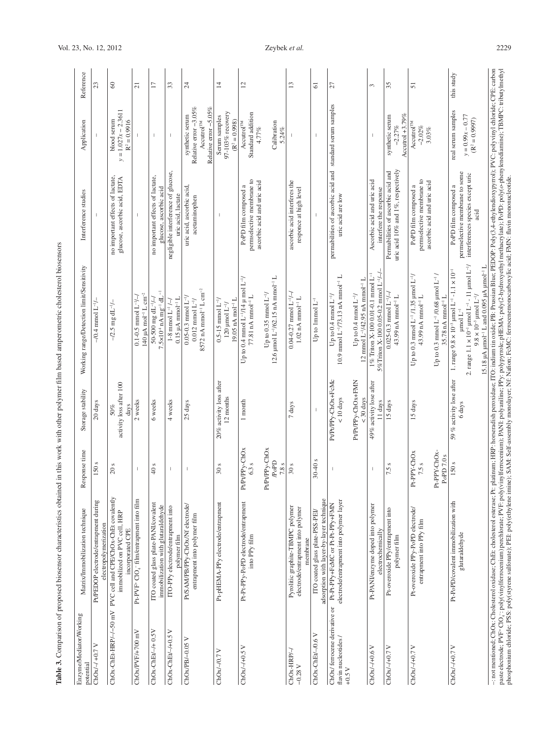**Table 3.** Comparison of proposed biosensor characteristics obtained in this work with other polymer film based amperometric cholesterol biosensors

| Enzyme/Mediator/Working potential | Matrix/Immobilization technique | Response time | Storage stability | Working range/Detection limit/Sensitivity | Interference studies | Application | Reference |
|---|---|---|---|---|---|---|---|
| ChOx/–/ +0.7 V | Pt/PEDOP electrode/entrapment during electropolymerization | 150 s | 20 days | ~0.4 mmol $L^{-1}$/– | – | – | 23 |
| ChOx-ChEt-HRP/–/–50 mV | PVC cell and CPE/ChOx-ChEt covalently immobilized on PVC cell, HRP incorporated CPE | 20 s | 50% activity loss after 100 days | ~2.5 mg $dL^{-1}$/– | no important effects of lactate, glucose, ascorbic acid, EDTA | blood serum $y = 1.027x - 2.3611$ $R^2 = 0.9916$ | 60 |
| ChOx/PVF/+700 mV | Pt-PVF$^+$ $ClO_4^-$ film/entrapment into film | – | 2 weeks | 0.1-0.5 mmol $L^{-1}$/–/ 140 μA $mol^{-1}$ L $cm^{-2}$ | – | – | 21 |
| ChOx-ChEt/–/+ 0.5V | ITO coated glass plate-PANI/covalent immobilization with glutaraldehyde | 40 s | 6 weeks | 50-500 mg $dL^{-1}$/–/ $7.5\times10^{-4}$ nA $mg^{-1}$ $dL^{-1}$ | no important effects of lactate, glucose, ascorbic acid | – | 17 |
| ChOx-ChEt/–/+0.5 V | ITO-PPy electrode/entrapment into polymer film | – | 4 weeks | 1-8 mmol $L^{-1}$ /–/ 0.15 μA $mmol^{-1}$ L | negligible interference of glucose, uric acid, lactate | – | 33 |
| ChOx/PB/–0.05 V | Pt/SAM/PB/PPy-ChOx/Nf electrode/ entrapment into polymer film | – | 25 days | 0.05-0.3 mmol $L^{-1}$/ 0.012 mmol $L^{-1}$/ 8572 nA $mmol^{-1}$ L $cm^{-2}$ | uric acid, ascorbic acid, acetaminophen | synthetic serum Relative error –3.05% Accutrol™ Relative error –5.05% | 24 |
| ChOx/–/0.7 V | Pt-pHEMA-PPy electrode/entrapment | 30 s | 20% activity loss after 12 months | 0.5-15 mmol $L^{-1}$/ 120 μmol $L^{-1}$/ 19.05 nA $mol^{-1}$ L | – | Serum samples 97-103% recovery ($R^2 = 0.998$) | 14 |
| ChOx/–/+0.5 V | Pt-Pt-PPy-PoPD electrode/entrapment into PPy film | Pt/Pt/PPy-ChOx 6.3 s<br>Pt/Pt/PPy-ChOx /PoPD 7.8 s | 1 month | Up to 0.4 mmol $L^{-1}$/14 μ mol $L^{-1}$/ 77.81 nA $mmol^{-1}$ L<br>Up to 0.35 mmol $L^{-1}$/ 12.6 μmol $L^{-1}$/62.15 nA $mmol^{-1}$ L | PoPD film composed a permselective membrane to ascorbic acid and uric acid | Accutrol™ Standard addition 4.77%<br>Calibration 5.24% | 12 |
| ChOx-HRP/–/ –0.28 V | Pyrolitic graphite-TBMPC polymer electrode/entrapment into polymer membrane | 30 s | 7 days | 0.04-0.27 mmol $L^{-1}$/–/ 1.02 nA $mmol^{-1}$ L | ascorbic acid interferes the responce at high level | – | 13 |
| ChOx-ChEt/–/0.6 V | ITO coated glass plate-PSS-PEI/ adsorption with layer-by-layer technique | 30-40 s | – | Up to 1mmol $L^{-1}$ | – | – | 61 |
| ChOx/ ferrocene derivative or flavin nucleotides/ +0.5 V | Pt-Pt-PPy+FcMC or Pt-Pt-PPy+FMN electrode/entrapment into polymer layer | – | Pt/Pt/PPy-ChOx+FcMc < 10 days<br>Pt/Pt/PPy-ChOx+FMN < 30 days | Up to 0.4 mmol $L^{-1}$/ 10.9 mmol $L^{-1}$/73.13 nA $mmol^{-1}$ L<br>Up to 0.4 mmol $L^{-1}$/ 12 mmol $L^{-1}$/42.95 nA $mmol^{-1}$ L | permeabilities of ascorbic acid and uric acid are low | standard serum samples | 27 |
| ChOx/–/+0.6 V | Pt-PANI/enzyme doped into polymer electrochemically | – | 49% activity lose after 11 days | 1% Triton X-100 0.01-0.1 mmol $L^{-1}$ 5%Triton X-100 0.05-0.2 mmol $L^{-1}$/–/– | Ascorbic acid and uric acid interfere the response | – | 3 |
| ChOx/–/+0.7 V | Pt-overoxide PPy/entrapment into polymer film | 7.5 s | 15 days | 0.025-0.3 mmol $L^{-1}$/–/ 43.99 nA $mmol^{-1}$ L | Permeabilities of ascorbic acid and uric acid 10% and 1%, respectively | synthetic serum –2.27% Accutrol +3.79% | 35 |
| ChOx/–/+0.7 V | Pt-overoxide PPy-PoPD electrode/ entrapment into PPy film | Pt-PPY-ChOx 7.5 s<br>Pt-PPY-ChOx-PoPD 7.0 s | 15 days | Up to 0.3 mmol $L^{-1}$ /1.35 μmol $L^{-1}$/ 43.99 nA $mmol^{-1}$ L<br>Up to 0.3 mmol $L^{-1}$ /0.68 μmol $L^{-1}$ / 35.78 nA $mmol^{-1}$ L | PoPD film composed a permselective membrane to ascorbic acid and uric acid | Accutrol™ –2.02% 3.03% | 51 |
| ChOx/–/+0.7 V | Pt-PoPD/covalent immobilization with glutaraldehyde | 150 s | 59 % activity lose after 6 days | 1. range $9.8 \times 10^{-3}$ μmol $L^{-1}$ - $1.1 \times 10^{-1}$ μmol $L^{-1}$<br>2. range $1.1 \times 10^{-1}$ μmol $L^{-1}$ - 11 μmol $L^{-1}$/ $9.8 \times 10^{-3}$ μmol $L^{-1}$/ 15.18 μA $μmol^{-1}$ L and 0.095 μA $μmol^{-1}$ L | PoPD film composed a permselective membrane to some interferences species except uric acid | real serum samples $y = 0.99x - 0.77$ ($R^2 = 0.9997$) | this study |

–: not mentioned; ChOx: Cholesterol oxidase; ChEt: cholesterol esterase; Pt: platinum; HRP: horseradish peroxidase; ITO: indium tin oxide; PB: Prussian Blue; PEDOP: Poly(3,4-ethylendioxypyrrol); PVC: polyvinyl chloride; CPE: carbon paste electrode; PVF$^+$ $ClO_4^-$: poly(vinylferrocenium) perchlorate; PVF: poly(vinylferrocenium); PANI: polyaniline; PPy: polypyrrole; pHEMA: poly(2-hydroxyethyl methacrylate); PoPD: poly(o-phenylenediamine); TBMPC: tributylmethyl phosphonium chloride; PSS: poly(styrene sulfonate); PEI: poly(ethylene imine); SAM: Self-assembly monolayer; Nf: Nafion; FcMC: ferrocenemonocarboxylic acid; FMN: flavin mononucleotide.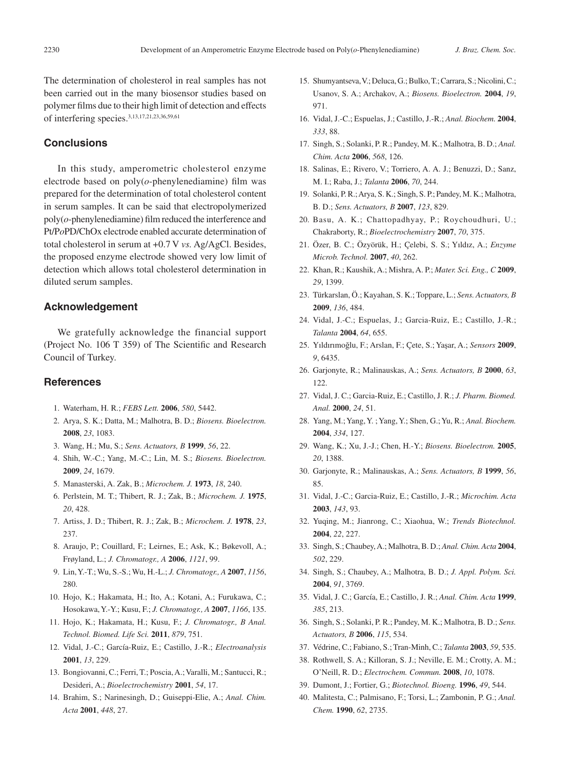The determination of cholesterol in real samples has not been carried out in the many biosensor studies based on polymer films due to their high limit of detection and effects of interfering species.[3,13,17,21,23,36,59,61]

## Conclusions

In this study, amperometric cholesterol enzyme electrode based on poly(*o*-phenylenediamine) film was prepared for the determination of total cholesterol content in serum samples. It can be said that electropolymerized poly(*o*-phenylenediamine) film reduced the interference and Pt/P*o*PD/ChOx electrode enabled accurate determination of total cholesterol in serum at +0.7 V *vs.* Ag/AgCl. Besides, the proposed enzyme electrode showed very low limit of detection which allows total cholesterol determination in diluted serum samples.

## Acknowledgement

We gratefully acknowledge the financial support (Project No. 106 T 359) of The Scientific and Research Council of Turkey.

## References

1. Waterham, H. R.; *FEBS Lett.* **2006**, *580*, 5442.
2. Arya, S. K.; Datta, M.; Malhotra, B. D.; *Biosens. Bioelectron.* **2008**, *23*, 1083.
3. Wang, H.; Mu, S.; *Sens. Actuators, B* **1999**, *56*, 22.
4. Shih, W.-C.; Yang, M.-C.; Lin, M. S.; *Biosens. Bioelectron.* **2009**, *24*, 1679.
5. Manasterski, A. Zak, B.; *Microchem. J.* **1973**, *18*, 240.
6. Perlstein, M. T.; Thibert, R. J.; Zak, B.; *Microchem. J.* **1975**, *20*, 428.
7. Artiss, J. D.; Thibert, R. J.; Zak, B.; *Microchem. J.* **1978**, *23*, 237.
8. Araujo, P.; Couillard, F.; Leirnes, E.; Ask, K.; Bøkevoll, A.; Frøyland, L.; *J. Chromatogr., A* **2006**, *1121*, 99.
9. Lin, Y.-T.; Wu, S.-S.; Wu, H.-L.; *J. Chromatogr., A* **2007**, *1156*, 280.
10. Hojo, K.; Hakamata, H.; Ito, A.; Kotani, A.; Furukawa, C.; Hosokawa, Y.-Y.; Kusu, F.; *J. Chromatogr., A* **2007**, *1166*, 135.
11. Hojo, K.; Hakamata, H.; Kusu, F.; *J. Chromatogr., B Anal. Technol. Biomed. Life Sci.* **2011**, *879*, 751.
12. Vidal, J.-C.; García-Ruiz, E.; Castillo, J.-R.; *Electroanalysis* **2001**, *13*, 229.
13. Bongiovanni, C.; Ferri, T.; Poscia, A.; Varalli, M.; Santucci, R.; Desideri, A.; *Bioelectrochemistry* **2001**, *54*, 17.
14. Brahim, S.; Narinesingh, D.; Guiseppi-Elie, A.; *Anal. Chim. Acta* **2001**, *448*, 27.
15. Shumyantseva, V.; Deluca, G.; Bulko, T.; Carrara, S.; Nicolini, C.; Usanov, S. A.; Archakov, A.; *Biosens. Bioelectron.* **2004**, *19*, 971.
16. Vidal, J.-C.; Espuelas, J.; Castillo, J.-R.; *Anal. Biochem.* **2004**, *333*, 88.
17. Singh, S.; Solanki, P. R.; Pandey, M. K.; Malhotra, B. D.; *Anal. Chim. Acta* **2006**, *568*, 126.
18. Salinas, E.; Rivero, V.; Torriero, A. A. J.; Benuzzi, D.; Sanz, M. I.; Raba, J.; *Talanta* **2006**, *70*, 244.
19. Solanki, P. R.; Arya, S. K.; Singh, S. P.; Pandey, M. K.; Malhotra, B. D.; *Sens. Actuators, B* **2007**, *123*, 829.
20. Basu, A. K.; Chattopadhyay, P.; Roychoudhuri, U.; Chakraborty, R.; *Bioelectrochemistry* **2007**, *70*, 375.
21. Özer, B. C.; Özyörük, H.; Çelebi, S. S.; Yıldız, A.; *Enzyme Microb. Technol.* **2007**, *40*, 262.
22. Khan, R.; Kaushik, A.; Mishra, A. P.; *Mater. Sci. Eng., C* **2009**, *29*, 1399.
23. Türkarslan, Ö.; Kayahan, S. K.; Toppare, L.; *Sens. Actuators, B* **2009**, *136*, 484.
24. Vidal, J.-C.; Espuelas, J.; Garcia-Ruiz, E.; Castillo, J.-R.; *Talanta* **2004**, *64*, 655.
25. Yıldırımoğlu, F.; Arslan, F.; Çete, S.; Yaşar, A.; *Sensors* **2009**, *9*, 6435.
26. Garjonyte, R.; Malinauskas, A.; *Sens. Actuators, B* **2000**, *63*, 122.
27. Vidal, J. C.; Garcia-Ruiz, E.; Castillo, J. R.; *J. Pharm. Biomed. Anal.* **2000**, *24*, 51.
28. Yang, M.; Yang, Y. ; Yang, Y.; Shen, G.; Yu, R.; *Anal. Biochem.* **2004**, *334*, 127.
29. Wang, K.; Xu, J.-J.; Chen, H.-Y.; *Biosens. Bioelectron.* **2005**, *20*, 1388.
30. Garjonyte, R.; Malinauskas, A.; *Sens. Actuators, B* **1999**, *56*, 85.
31. Vidal, J.-C.; Garcia-Ruiz, E.; Castillo, J.-R.; *Microchim. Acta* **2003**, *143*, 93.
32. Yuqing, M.; Jianrong, C.; Xiaohua, W.; *Trends Biotechnol.* **2004**, *22*, 227.
33. Singh, S.; Chaubey, A.; Malhotra, B. D.; *Anal. Chim. Acta* **2004**, *502*, 229.
34. Singh, S.; Chaubey, A.; Malhotra, B. D.; *J. Appl. Polym. Sci.* **2004**, *91*, 3769.
35. Vidal, J. C.; García, E.; Castillo, J. R.; *Anal. Chim. Acta* **1999**, *385*, 213.
36. Singh, S.; Solanki, P. R.; Pandey, M. K.; Malhotra, B. D.; *Sens. Actuators, B* **2006**, *115*, 534.
37. Védrine, C.; Fabiano, S.; Tran-Minh, C.; *Talanta* **2003**, *59*, 535.
38. Rothwell, S. A.; Killoran, S. J.; Neville, E. M.; Crotty, A. M.; O'Neill, R. D.; *Electrochem. Commun.* **2008**, *10*, 1078.
39. Dumont, J.; Fortier, G.; *Biotechnol. Bioeng.* **1996**, *49*, 544.
40. Malitesta, C.; Palmisano, F.; Torsi, L.; Zambonin, P. G.; *Anal. Chem.* **1990**, *62*, 2735.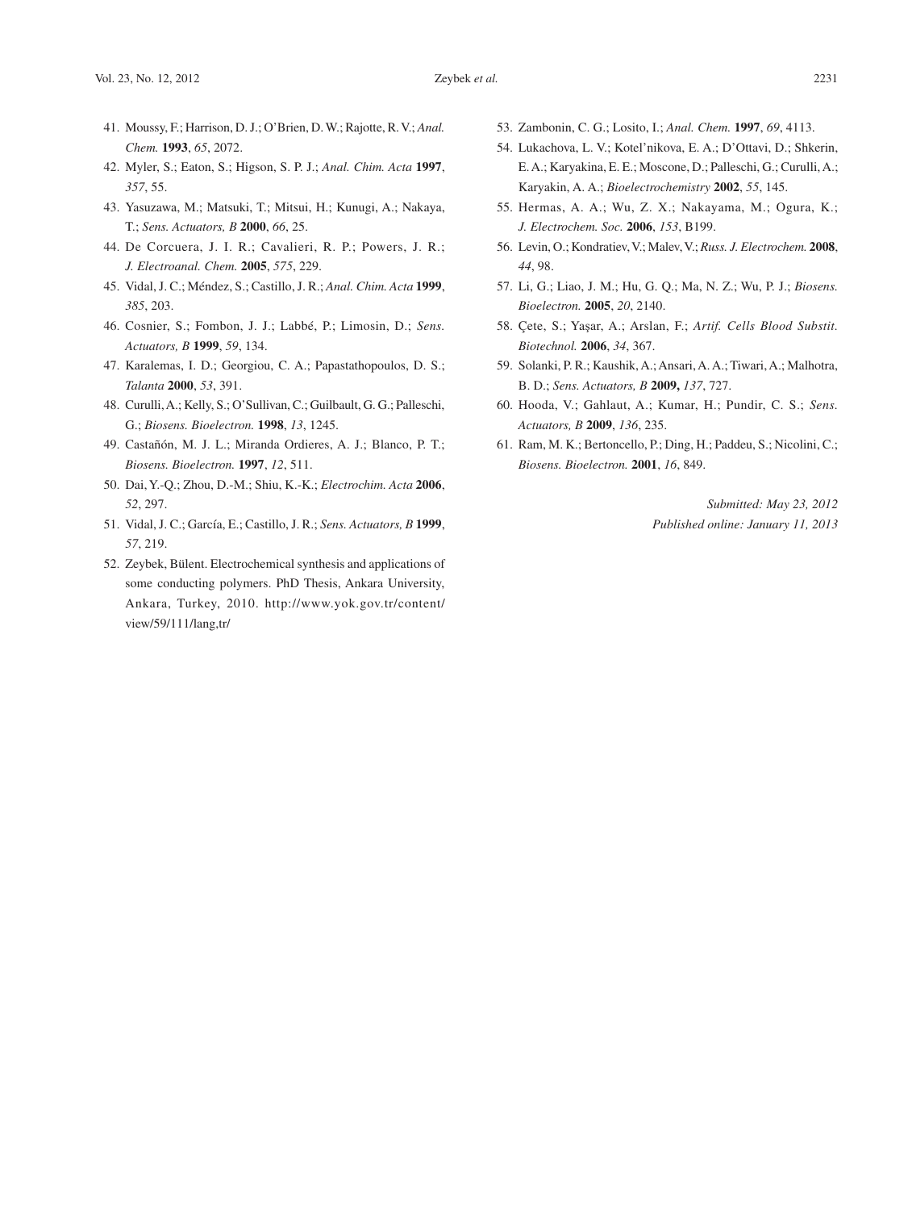41. Moussy, F.; Harrison, D. J.; O'Brien, D. W.; Rajotte, R. V.; *Anal. Chem.* **1993**, *65*, 2072.
42. Myler, S.; Eaton, S.; Higson, S. P. J.; *Anal. Chim. Acta* **1997**, *357*, 55.
43. Yasuzawa, M.; Matsuki, T.; Mitsui, H.; Kunugi, A.; Nakaya, T.; *Sens. Actuators, B* **2000**, *66*, 25.
44. De Corcuera, J. I. R.; Cavalieri, R. P.; Powers, J. R.; *J. Electroanal. Chem.* **2005**, *575*, 229.
45. Vidal, J. C.; Méndez, S.; Castillo, J. R.; *Anal. Chim. Acta* **1999**, *385*, 203.
46. Cosnier, S.; Fombon, J. J.; Labbé, P.; Limosin, D.; *Sens. Actuators, B* **1999**, *59*, 134.
47. Karalemas, I. D.; Georgiou, C. A.; Papastathopoulos, D. S.; *Talanta* **2000**, *53*, 391.
48. Curulli, A.; Kelly, S.; O'Sullivan, C.; Guilbault, G. G.; Palleschi, G.; *Biosens. Bioelectron.* **1998**, *13*, 1245.
49. Castañón, M. J. L.; Miranda Ordieres, A. J.; Blanco, P. T.; *Biosens. Bioelectron.* **1997**, *12*, 511.
50. Dai, Y.-Q.; Zhou, D.-M.; Shiu, K.-K.; *Electrochim. Acta* **2006**, *52*, 297.
51. Vidal, J. C.; García, E.; Castillo, J. R.; *Sens. Actuators, B* **1999**, *57*, 219.
52. Zeybek, Bülent. Electrochemical synthesis and applications of some conducting polymers. PhD Thesis, Ankara University, Ankara, Turkey, 2010. http://www.yok.gov.tr/content/view/59/111/lang,tr/
53. Zambonin, C. G.; Losito, I.; *Anal. Chem.* **1997**, *69*, 4113.
54. Lukachova, L. V.; Kotel'nikova, E. A.; D'Ottavi, D.; Shkerin, E. A.; Karyakina, E. E.; Moscone, D.; Palleschi, G.; Curulli, A.; Karyakin, A. A.; *Bioelectrochemistry* **2002**, *55*, 145.
55. Hermas, A. A.; Wu, Z. X.; Nakayama, M.; Ogura, K.; *J. Electrochem. Soc.* **2006**, *153*, B199.
56. Levin, O.; Kondratiev, V.; Malev, V.; *Russ. J. Electrochem.* **2008**, *44*, 98.
57. Li, G.; Liao, J. M.; Hu, G. Q.; Ma, N. Z.; Wu, P. J.; *Biosens. Bioelectron.* **2005**, *20*, 2140.
58. Çete, S.; Yaşar, A.; Arslan, F.; *Artif. Cells Blood Substit. Biotechnol.* **2006**, *34*, 367.
59. Solanki, P. R.; Kaushik, A.; Ansari, A. A.; Tiwari, A.; Malhotra, B. D.; *Sens. Actuators, B* **2009,** *137*, 727.
60. Hooda, V.; Gahlaut, A.; Kumar, H.; Pundir, C. S.; *Sens. Actuators, B* **2009**, *136*, 235.
61. Ram, M. K.; Bertoncello, P.; Ding, H.; Paddeu, S.; Nicolini, C.; *Biosens. Bioelectron.* **2001**, *16*, 849.

*Submitted: May 23, 2012*
*Published online: January 11, 2013*